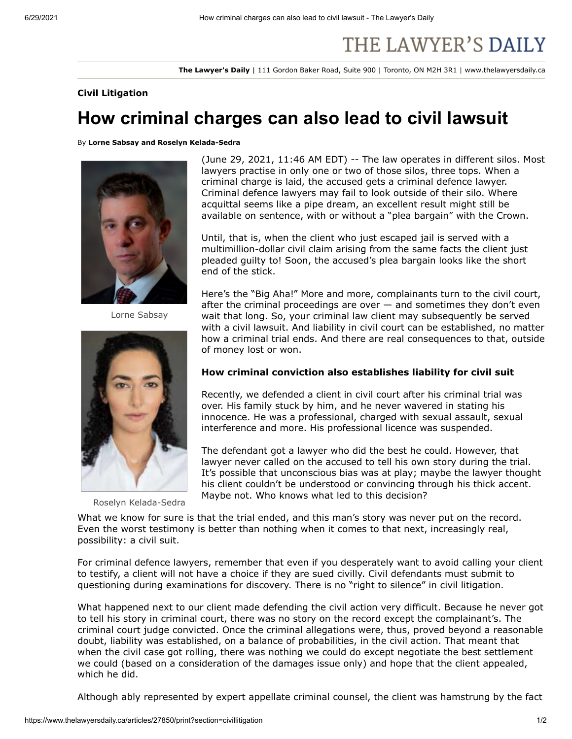**Civil Litigation**

# How criminal charges can also lead to civil lawsuit

By **Lorne Sabsay and Roselyn Kelada-Sedra**

Lorne Sabsay

Roselyn Kelada-Sedra

(June 29, 2021, 11:46 AM EDT) -- The law operates in different silos. Most lawyers practise in only one or two of those silos, three tops. When a criminal charge is laid, the accused gets a criminal defence lawyer. Criminal defence lawyers may fail to look outside of their silo. Where acquittal seems like a pipe dream, an excellent result might still be available on sentence, with or without a "plea bargain" with the Crown.

Until, that is, when the client who just escaped jail is served with a multimillion-dollar civil claim arising from the same facts the client just pleaded guilty to! Soon, the accused's plea bargain looks like the short end of the stick.

Here's the "Big Aha!" More and more, complainants turn to the civil court, after the criminal proceedings are over — and sometimes they don't even wait that long. So, your criminal law client may subsequently be served with a civil lawsuit. And liability in civil court can be established, no matter how a criminal trial ends. And there are real consequences to that, outside of money lost or won.

**How criminal conviction also establishes liability for civil suit**

Recently, we defended a client in civil court after his criminal trial was over. His family stuck by him, and he never wavered in stating his innocence. He was a professional, charged with sexual assault, sexual interference and more. His professional licence was suspended.

The defendant got a lawyer who did the best he could. However, that lawyer never called on the accused to tell his own story during the trial. It's possible that unconscious bias was at play; maybe the lawyer thought his client couldn't be understood or convincing through his thick accent. Maybe not. Who knows what led to this decision?

What we know for sure is that the trial ended, and this man's story was never put on the record. Even the worst testimony is better than nothing when it comes to that next, increasingly real, possibility: a civil suit.

For criminal defence lawyers, remember that even if you desperately want to avoid calling your client to testify, a client will not have a choice if they are sued civilly. Civil defendants must submit to questioning during examinations for discovery. There is no "right to silence" in civil litigation.

What happened next to our client made defending the civil action very difficult. Because he never got to tell his story in criminal court, there was no story on the record except the complainant's. The criminal court judge convicted. Once the criminal allegations were, thus, proved beyond a reasonable doubt, liability was established, on a balance of probabilities, in the civil action. That meant that when the civil case got rolling, there was nothing we could do except negotiate the best settlement we could (based on a consideration of the damages issue only) and hope that the client appealed, which he did.

Although ably represented by expert appellate criminal counsel, the client was hamstrung by the fact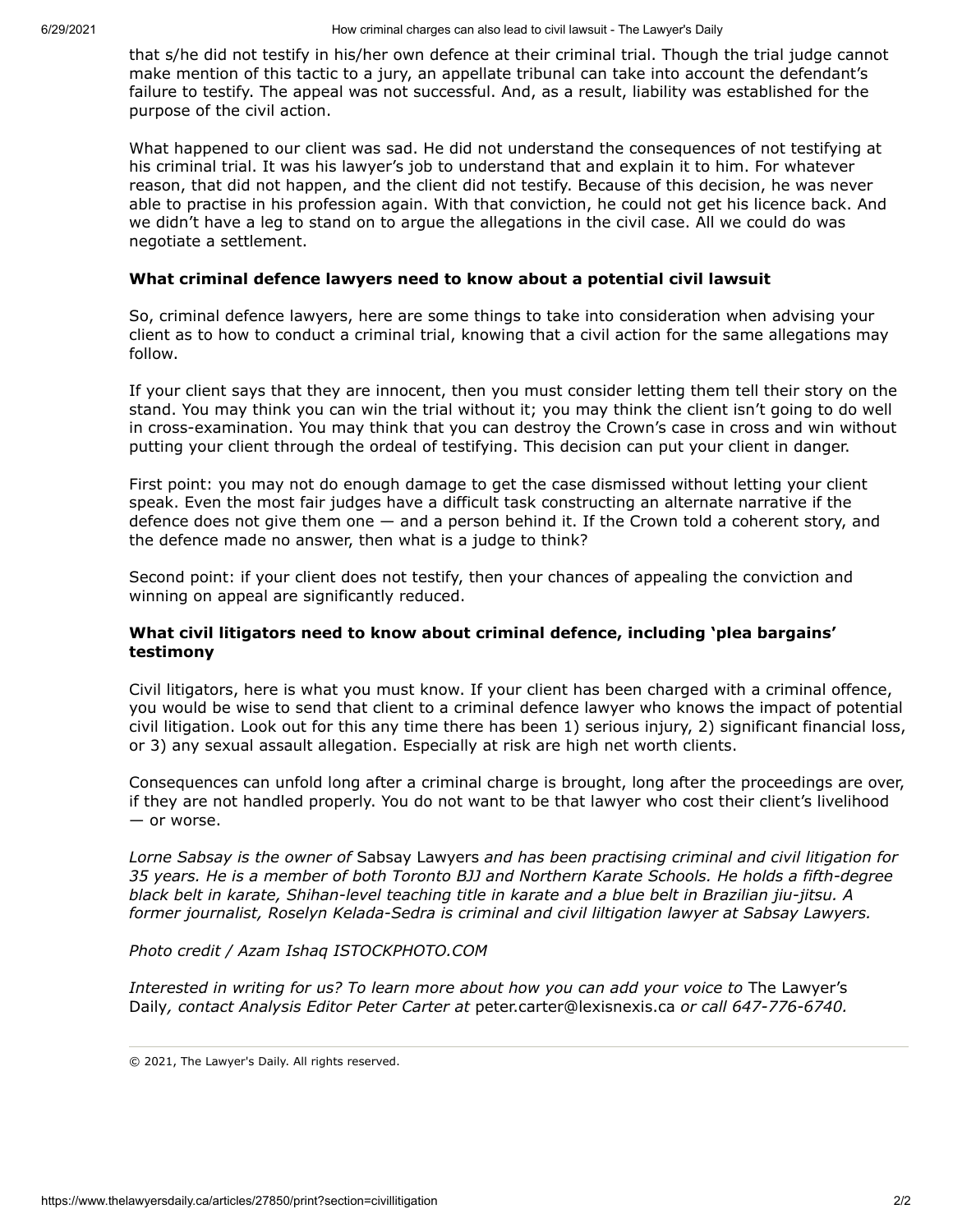that s/he did not testify in his/her own defence at their criminal trial. Though the trial judge cannot make mention of this tactic to a jury, an appellate tribunal can take into account the defendant's failure to testify. The appeal was not successful. And, as a result, liability was established for the purpose of the civil action.

What happened to our client was sad. He did not understand the consequences of not testifying at his criminal trial. It was his lawyer's job to understand that and explain it to him. For whatever reason, that did not happen, and the client did not testify. Because of this decision, he was never able to practise in his profession again. With that conviction, he could not get his licence back. And we didn't have a leg to stand on to argue the allegations in the civil case. All we could do was negotiate a settlement.

**What criminal defence lawyers need to know about a potential civil lawsuit**

So, criminal defence lawyers, here are some things to take into consideration when advising your client as to how to conduct a criminal trial, knowing that a civil action for the same allegations may follow.

If your client says that they are innocent, then you must consider letting them tell their story on the stand. You may think you can win the trial without it; you may think the client isn't going to do well in cross-examination. You may think that you can destroy the Crown's case in cross and win without putting your client through the ordeal of testifying. This decision can put your client in danger.

First point: you may not do enough damage to get the case dismissed without letting your client speak. Even the most fair judges have a difficult task constructing an alternate narrative if the defence does not give them one — and a person behind it. If the Crown told a coherent story, and the defence made no answer, then what is a judge to think?

Second point: if your client does not testify, then your chances of appealing the conviction and winning on appeal are significantly reduced.

**What civil litigators need to know about criminal defence, including 'plea bargains' testimony**

Civil litigators, here is what you must know. If your client has been charged with a criminal offence, you would be wise to send that client to a criminal defence lawyer who knows the impact of potential civil litigation. Look out for this any time there has been 1) serious injury, 2) significant financial loss, or 3) any sexual assault allegation. Especially at risk are high net worth clients.

Consequences can unfold long after a criminal charge is brought, long after the proceedings are over, if they are not handled properly. You do not want to be that lawyer who cost their client's livelihood — or worse.

*Lorne Sabsay is the owner of* Sabsay Lawyers *and has been practising criminal and civil litigation for 35 years. He is a member of both Toronto BJJ and Northern Karate Schools. He holds a fifth-degree black belt in karate, Shihan-level teaching title in karate and a blue belt in Brazilian jiu-jitsu. A former journalist, Roselyn Kelada-Sedra is criminal and civil liltigation lawyer at Sabsay Lawyers.*

*Photo credit / Azam Ishaq ISTOCKPHOTO.COM*

*Interested in writing for us? To learn more about how you can add your voice to* The Lawyer's Daily*, contact Analysis Editor Peter Carter at* peter.carter@lexisnexis.ca *or call 647-776-6740.*

© 2021, The Lawyer's Daily. All rights reserved.